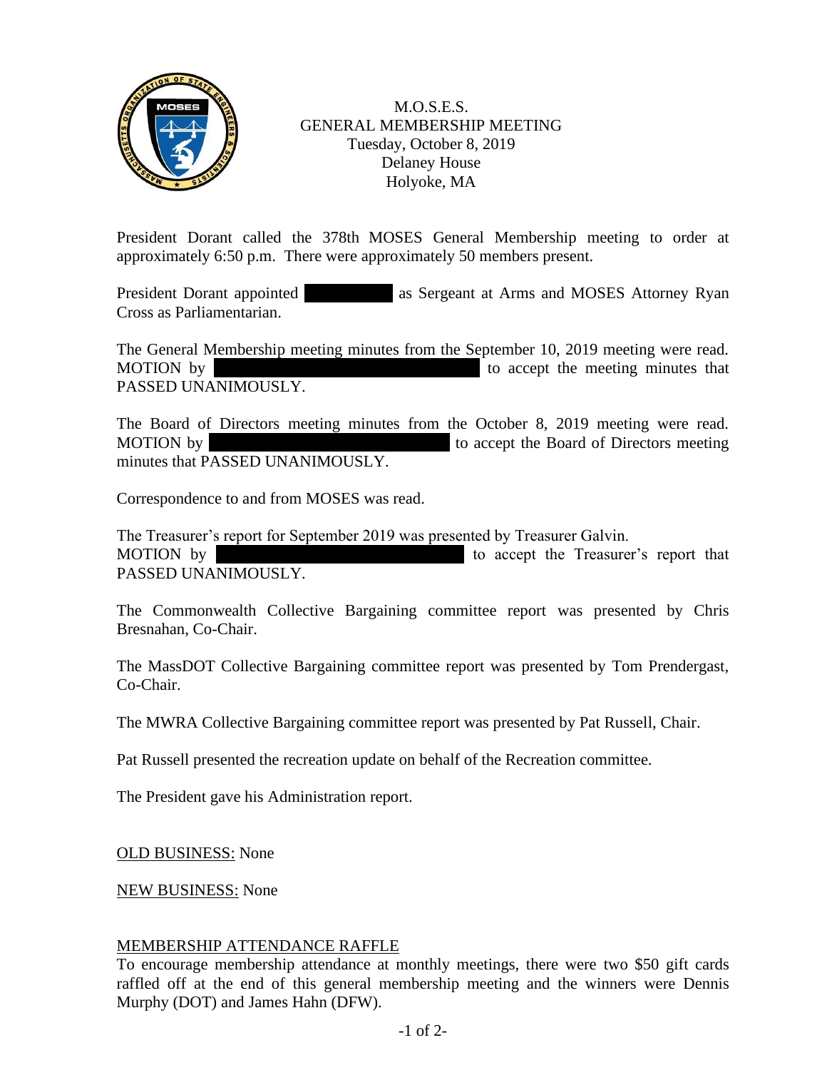M.O.S.E.S.
GENERAL MEMBERSHIP MEETING
Tuesday, October 8, 2019
Delaney House
Holyoke, MA

President Dorant called the 378th MOSES General Membership meeting to order at approximately 6:50 p.m. There were approximately 50 members present.

President Dorant appointed [REDACTED] as Sergeant at Arms and MOSES Attorney Ryan Cross as Parliamentarian.

The General Membership meeting minutes from the September 10, 2019 meeting were read. MOTION by [REDACTED] to accept the meeting minutes that PASSED UNANIMOUSLY.

The Board of Directors meeting minutes from the October 8, 2019 meeting were read. MOTION by [REDACTED] to accept the Board of Directors meeting minutes that PASSED UNANIMOUSLY.

Correspondence to and from MOSES was read.

The Treasurer's report for September 2019 was presented by Treasurer Galvin.
MOTION by [REDACTED] to accept the Treasurer's report that PASSED UNANIMOUSLY.

The Commonwealth Collective Bargaining committee report was presented by Chris Bresnahan, Co-Chair.

The MassDOT Collective Bargaining committee report was presented by Tom Prendergast, Co-Chair.

The MWRA Collective Bargaining committee report was presented by Pat Russell, Chair.

Pat Russell presented the recreation update on behalf of the Recreation committee.

The President gave his Administration report.

OLD BUSINESS: None

NEW BUSINESS: None

MEMBERSHIP ATTENDANCE RAFFLE

To encourage membership attendance at monthly meetings, there were two $50 gift cards raffled off at the end of this general membership meeting and the winners were Dennis Murphy (DOT) and James Hahn (DFW).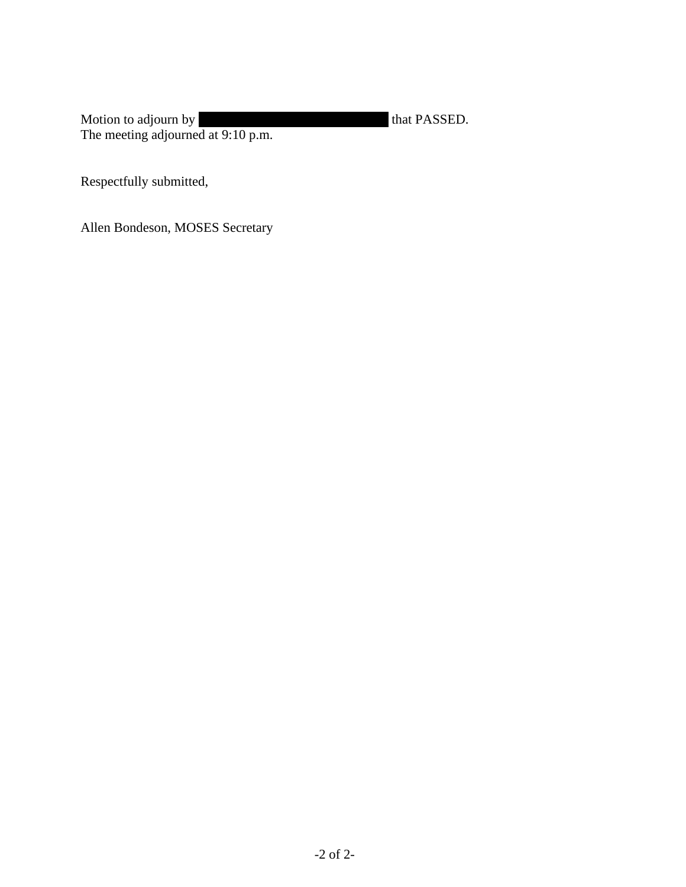Motion to adjourn by ████████████████████ that PASSED.
The meeting adjourned at 9:10 p.m.

Respectfully submitted,

Allen Bondeson, MOSES Secretary